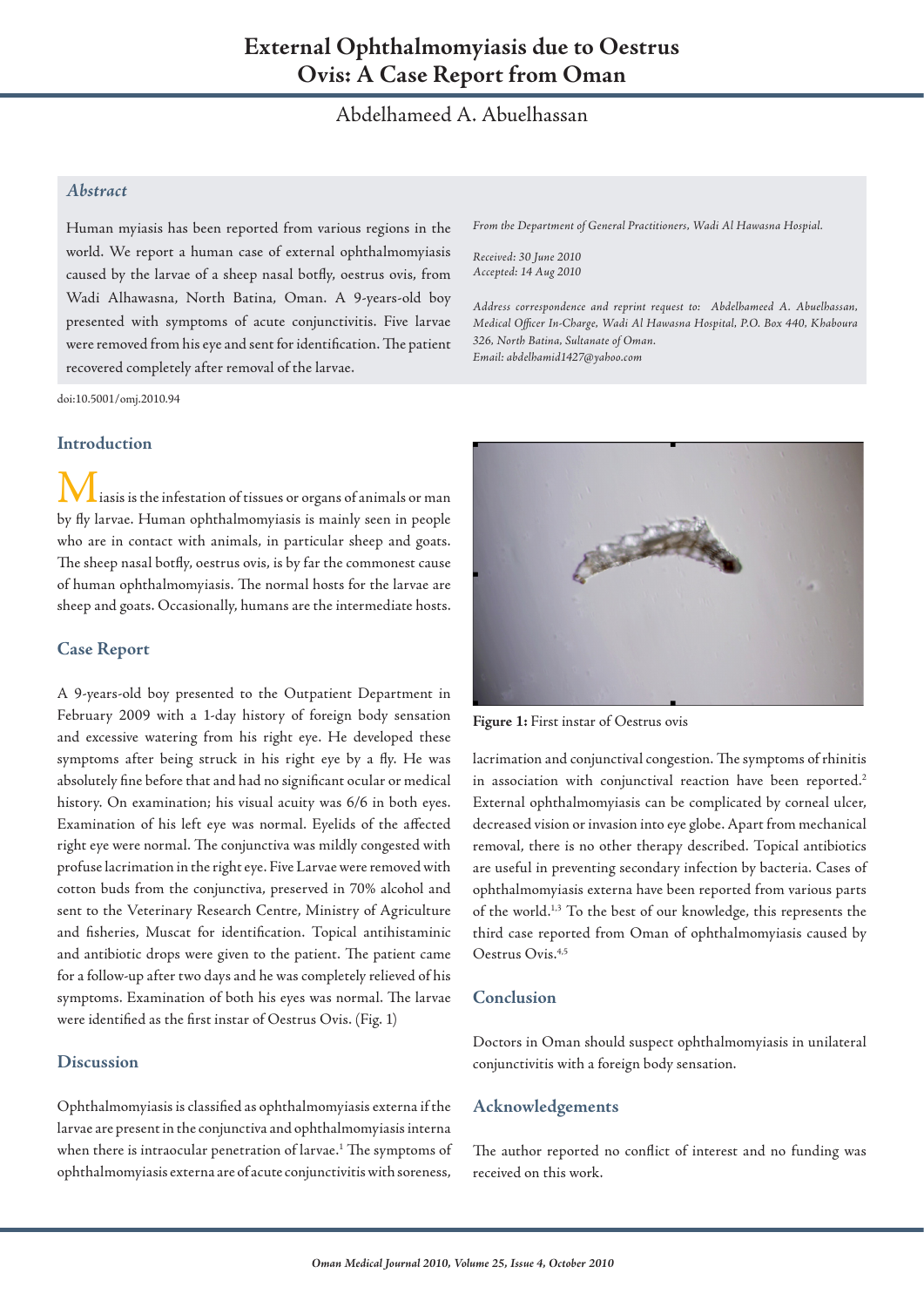# External Ophthalmomyiasis due to Oestrus Ovis: A Case Report from Oman

Abdelhameed A. Abuelhassan

### *Abstract*

Human myiasis has been reported from various regions in the world. We report a human case of external ophthalmomyiasis caused by the larvae of a sheep nasal botfly, oestrus ovis, from Wadi Alhawasna, North Batina, Oman. A 9-years-old boy presented with symptoms of acute conjunctivitis. Five larvae were removed from his eye and sent for identification. The patient recovered completely after removal of the larvae.

*From the Department of General Practitioners, Wadi Al Hawasna Hospital.*

*Received: 30 June 2010*
*Accepted: 14 Aug 2010*

*Address correspondence and reprint request to: Abdelhameed A. Abuelhassan, Medical Officer In-Charge, Wadi Al Hawasna Hospital, P.O. Box 440, Khaboura 326, North Batina, Sultanate of Oman.*
*Email: abdelhamid1427@yahoo.com*

doi:10.5001/omj.2010.94

## Introduction

Miasis is the infestation of tissues or organs of animals or man by fly larvae. Human ophthalmomyiasis is mainly seen in people who are in contact with animals, in particular sheep and goats. The sheep nasal botfly, oestrus ovis, is by far the commonest cause of human ophthalmomyiasis. The normal hosts for the larvae are sheep and goats. Occasionally, humans are the intermediate hosts.

## Case Report

A 9-years-old boy presented to the Outpatient Department in February 2009 with a 1-day history of foreign body sensation and excessive watering from his right eye. He developed these symptoms after being struck in his right eye by a fly. He was absolutely fine before that and had no significant ocular or medical history. On examination; his visual acuity was 6/6 in both eyes. Examination of his left eye was normal. Eyelids of the affected right eye were normal. The conjunctiva was mildly congested with profuse lacrimation in the right eye. Five Larvae were removed with cotton buds from the conjunctiva, preserved in 70% alcohol and sent to the Veterinary Research Centre, Ministry of Agriculture and fisheries, Muscat for identification. Topical antihistaminic and antibiotic drops were given to the patient. The patient came for a follow-up after two days and he was completely relieved of his symptoms. Examination of both his eyes was normal. The larvae were identified as the first instar of Oestrus Ovis. (Fig. 1)

**Figure 1:** First instar of Oestrus ovis

## Discussion

Ophthalmomyiasis is classified as ophthalmomyiasis externa if the larvae are present in the conjunctiva and ophthalmomyiasis interna when there is intraocular penetration of larvae.[1] The symptoms of ophthalmomyiasis externa are of acute conjunctivitis with soreness, lacrimation and conjunctival congestion. The symptoms of rhinitis in association with conjunctival reaction have been reported.[2] External ophthalmomyiasis can be complicated by corneal ulcer, decreased vision or invasion into eye globe. Apart from mechanical removal, there is no other therapy described. Topical antibiotics are useful in preventing secondary infection by bacteria. Cases of ophthalmomyiasis externa have been reported from various parts of the world.[1,3] To the best of our knowledge, this represents the third case reported from Oman of ophthalmomyiasis caused by Oestrus Ovis.[4,5]

## Conclusion

Doctors in Oman should suspect ophthalmomyiasis in unilateral conjunctivitis with a foreign body sensation.

## Acknowledgements

The author reported no conflict of interest and no funding was received on this work.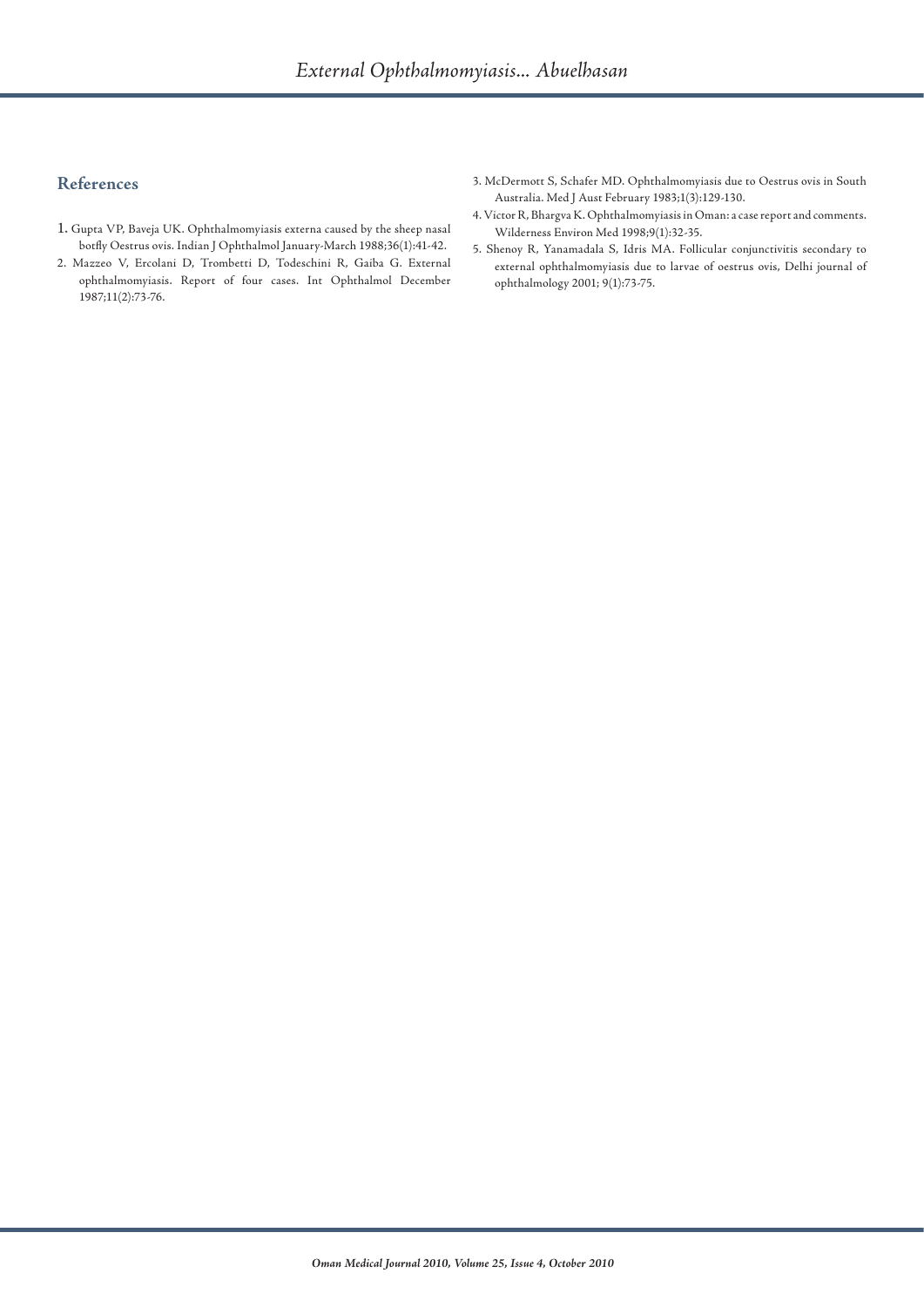## References

1. Gupta VP, Baveja UK. Ophthalmomyiasis externa caused by the sheep nasal botfly Oestrus ovis. Indian J Ophthalmol January-March 1988;36(1):41-42.
2. Mazzeo V, Ercolani D, Trombetti D, Todeschini R, Gaiba G. External ophthalmomyiasis. Report of four cases. Int Ophthalmol December 1987;11(2):73-76.
3. McDermott S, Schafer MD. Ophthalmomyiasis due to Oestrus ovis in South Australia. Med J Aust February 1983;1(3):129-130.
4. Victor R, Bhargva K. Ophthalmomyiasis in Oman: a case report and comments. Wilderness Environ Med 1998;9(1):32-35.
5. Shenoy R, Yanamadala S, Idris MA. Follicular conjunctivitis secondary to external ophthalmomyiasis due to larvae of oestrus ovis, Delhi journal of ophthalmology 2001; 9(1):73-75.